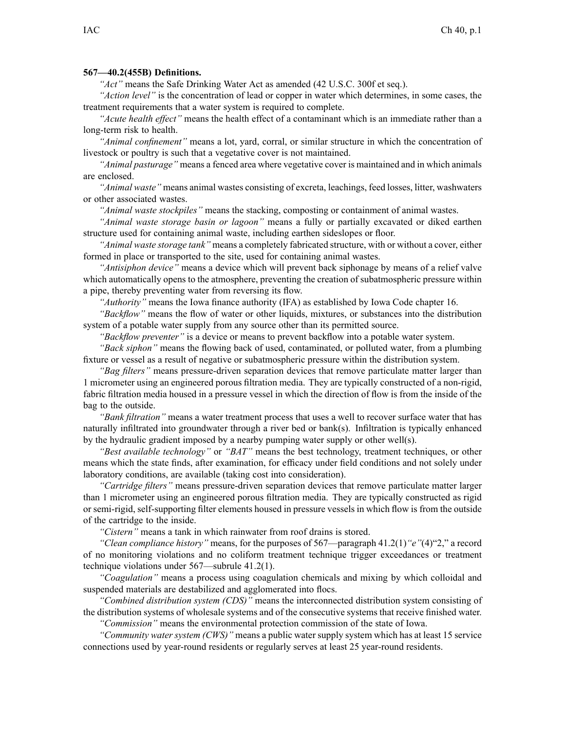**567—40.2(455B) Definitions.**

*"Act"* means the Safe Drinking Water Act as amended (42 U.S.C. 300f et seq.).

*"Action level"* is the concentration of lead or copper in water which determines, in some cases, the treatment requirements that a water system is required to complete.

*"Acute health effect"* means the health effect of a contaminant which is an immediate rather than a long-term risk to health.

*"Animal confinement"* means a lot, yard, corral, or similar structure in which the concentration of livestock or poultry is such that a vegetative cover is not maintained.

*"Animal pasturage"* means a fenced area where vegetative cover is maintained and in which animals are enclosed.

*"Animal waste"* means animal wastes consisting of excreta, leachings, feed losses, litter, washwaters or other associated wastes.

*"Animal waste stockpiles"* means the stacking, composting or containment of animal wastes.

*"Animal waste storage basin or lagoon"* means a fully or partially excavated or diked earthen structure used for containing animal waste, including earthen sideslopes or floor.

*"Animal waste storage tank"* means a completely fabricated structure, with or without a cover, either formed in place or transported to the site, used for containing animal wastes.

*"Antisiphon device"* means a device which will prevent back siphonage by means of a relief valve which automatically opens to the atmosphere, preventing the creation of subatmospheric pressure within a pipe, thereby preventing water from reversing its flow.

*"Authority"* means the Iowa finance authority (IFA) as established by Iowa Code chapter 16.

*"Backflow"* means the flow of water or other liquids, mixtures, or substances into the distribution system of a potable water supply from any source other than its permitted source.

*"Backflow preventer"* is a device or means to prevent backflow into a potable water system.

*"Back siphon"* means the flowing back of used, contaminated, or polluted water, from a plumbing fixture or vessel as a result of negative or subatmospheric pressure within the distribution system.

*"Bag filters"* means pressure-driven separation devices that remove particulate matter larger than 1 micrometer using an engineered porous filtration media. They are typically constructed of a non-rigid, fabric filtration media housed in a pressure vessel in which the direction of flow is from the inside of the bag to the outside.

*"Bank filtration"* means a water treatment process that uses a well to recover surface water that has naturally infiltrated into groundwater through a river bed or bank(s). Infiltration is typically enhanced by the hydraulic gradient imposed by a nearby pumping water supply or other well(s).

*"Best available technology"* or *"BAT"* means the best technology, treatment techniques, or other means which the state finds, after examination, for efficacy under field conditions and not solely under laboratory conditions, are available (taking cost into consideration).

*"Cartridge filters"* means pressure-driven separation devices that remove particulate matter larger than 1 micrometer using an engineered porous filtration media. They are typically constructed as rigid or semi-rigid, self-supporting filter elements housed in pressure vessels in which flow is from the outside of the cartridge to the inside.

*"Cistern"* means a tank in which rainwater from roof drains is stored.

*"Clean compliance history"* means, for the purposes of 567—paragraph 41.2(1)*"e"*(4)"2," a record of no monitoring violations and no coliform treatment technique trigger exceedances or treatment technique violations under 567—subrule 41.2(1).

*"Coagulation"* means a process using coagulation chemicals and mixing by which colloidal and suspended materials are destabilized and agglomerated into flocs.

*"Combined distribution system (CDS)"* means the interconnected distribution system consisting of the distribution systems of wholesale systems and of the consecutive systems that receive finished water.

*"Commission"* means the environmental protection commission of the state of Iowa.

*"Community water system (CWS)"* means a public water supply system which has at least 15 service connections used by year-round residents or regularly serves at least 25 year-round residents.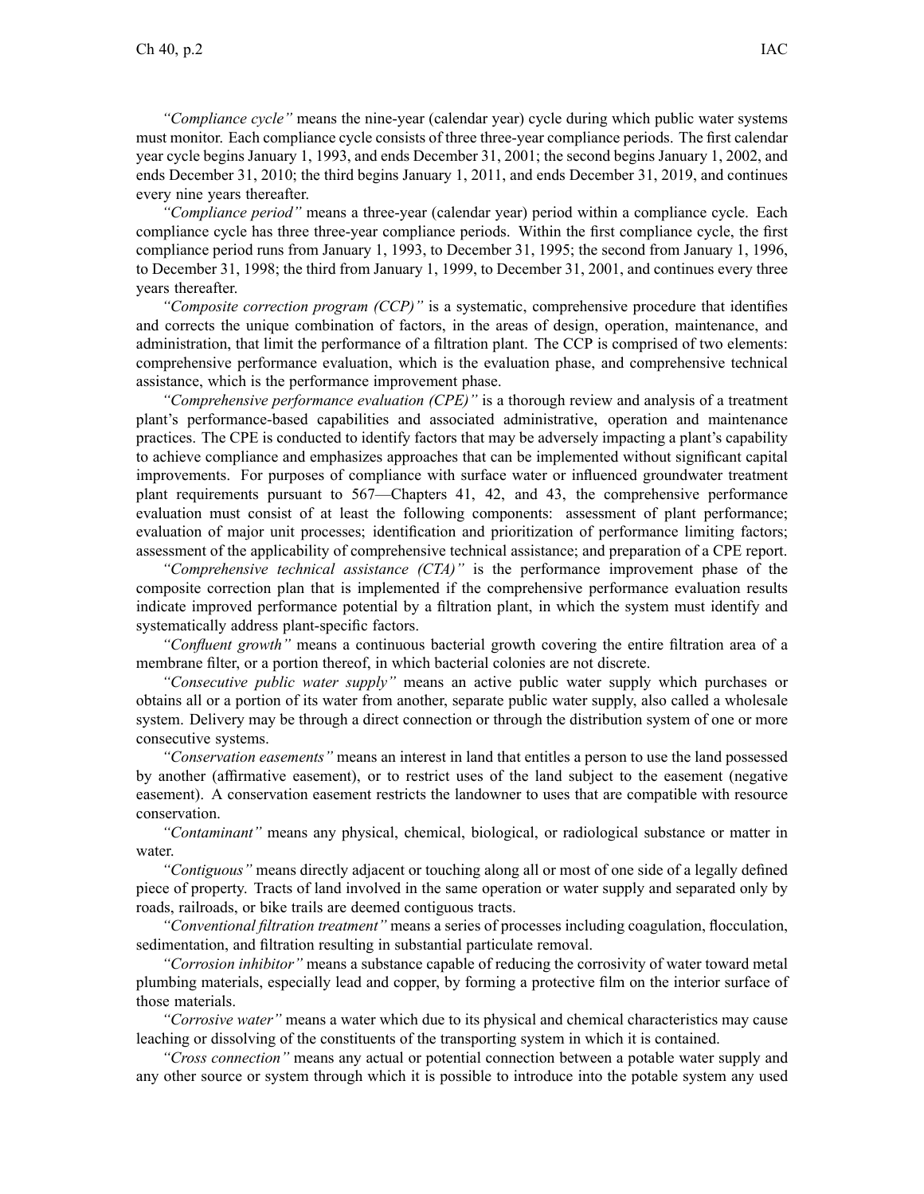*"Compliance cycle"* means the nine-year (calendar year) cycle during which public water systems must monitor. Each compliance cycle consists of three three-year compliance periods. The first calendar year cycle begins January 1, 1993, and ends December 31, 2001; the second begins January 1, 2002, and ends December 31, 2010; the third begins January 1, 2011, and ends December 31, 2019, and continues every nine years thereafter.

*"Compliance period"* means a three-year (calendar year) period within a compliance cycle. Each compliance cycle has three three-year compliance periods. Within the first compliance cycle, the first compliance period runs from January 1, 1993, to December 31, 1995; the second from January 1, 1996, to December 31, 1998; the third from January 1, 1999, to December 31, 2001, and continues every three years thereafter.

*"Composite correction program (CCP)"* is a systematic, comprehensive procedure that identifies and corrects the unique combination of factors, in the areas of design, operation, maintenance, and administration, that limit the performance of a filtration plant. The CCP is comprised of two elements: comprehensive performance evaluation, which is the evaluation phase, and comprehensive technical assistance, which is the performance improvement phase.

*"Comprehensive performance evaluation (CPE)"* is a thorough review and analysis of a treatment plant's performance-based capabilities and associated administrative, operation and maintenance practices. The CPE is conducted to identify factors that may be adversely impacting a plant's capability to achieve compliance and emphasizes approaches that can be implemented without significant capital improvements. For purposes of compliance with surface water or influenced groundwater treatment plant requirements pursuant to 567—Chapters 41, 42, and 43, the comprehensive performance evaluation must consist of at least the following components: assessment of plant performance; evaluation of major unit processes; identification and prioritization of performance limiting factors; assessment of the applicability of comprehensive technical assistance; and preparation of a CPE report.

*"Comprehensive technical assistance (CTA)"* is the performance improvement phase of the composite correction plan that is implemented if the comprehensive performance evaluation results indicate improved performance potential by a filtration plant, in which the system must identify and systematically address plant-specific factors.

*"Confluent growth"* means a continuous bacterial growth covering the entire filtration area of a membrane filter, or a portion thereof, in which bacterial colonies are not discrete.

*"Consecutive public water supply"* means an active public water supply which purchases or obtains all or a portion of its water from another, separate public water supply, also called a wholesale system. Delivery may be through a direct connection or through the distribution system of one or more consecutive systems.

*"Conservation easements"* means an interest in land that entitles a person to use the land possessed by another (affirmative easement), or to restrict uses of the land subject to the easement (negative easement). A conservation easement restricts the landowner to uses that are compatible with resource conservation.

*"Contaminant"* means any physical, chemical, biological, or radiological substance or matter in water.

*"Contiguous"* means directly adjacent or touching along all or most of one side of a legally defined piece of property. Tracts of land involved in the same operation or water supply and separated only by roads, railroads, or bike trails are deemed contiguous tracts.

*"Conventional filtration treatment"* means a series of processes including coagulation, flocculation, sedimentation, and filtration resulting in substantial particulate removal.

*"Corrosion inhibitor"* means a substance capable of reducing the corrosivity of water toward metal plumbing materials, especially lead and copper, by forming a protective film on the interior surface of those materials.

*"Corrosive water"* means a water which due to its physical and chemical characteristics may cause leaching or dissolving of the constituents of the transporting system in which it is contained.

*"Cross connection"* means any actual or potential connection between a potable water supply and any other source or system through which it is possible to introduce into the potable system any used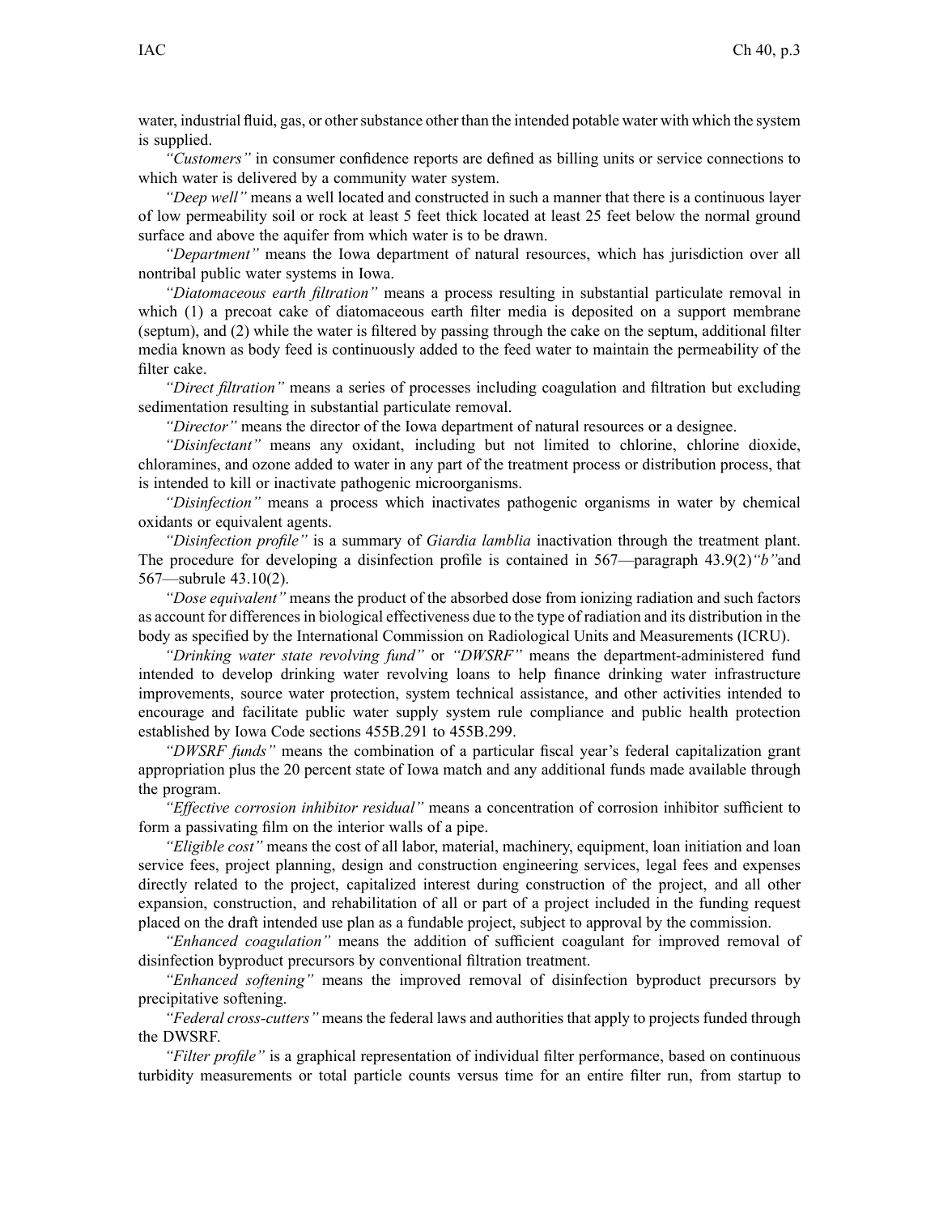water, industrial fluid, gas, or other substance other than the intended potable water with which the system is supplied.

*"Customers"* in consumer confidence reports are defined as billing units or service connections to which water is delivered by a community water system.

*"Deep well"* means a well located and constructed in such a manner that there is a continuous layer of low permeability soil or rock at least 5 feet thick located at least 25 feet below the normal ground surface and above the aquifer from which water is to be drawn.

*"Department"* means the Iowa department of natural resources, which has jurisdiction over all nontribal public water systems in Iowa.

*"Diatomaceous earth filtration"* means a process resulting in substantial particulate removal in which (1) a precoat cake of diatomaceous earth filter media is deposited on a support membrane (septum), and (2) while the water is filtered by passing through the cake on the septum, additional filter media known as body feed is continuously added to the feed water to maintain the permeability of the filter cake.

*"Direct filtration"* means a series of processes including coagulation and filtration but excluding sedimentation resulting in substantial particulate removal.

*"Director"* means the director of the Iowa department of natural resources or a designee.

*"Disinfectant"* means any oxidant, including but not limited to chlorine, chlorine dioxide, chloramines, and ozone added to water in any part of the treatment process or distribution process, that is intended to kill or inactivate pathogenic microorganisms.

*"Disinfection"* means a process which inactivates pathogenic organisms in water by chemical oxidants or equivalent agents.

*"Disinfection profile"* is a summary of *Giardia lamblia* inactivation through the treatment plant. The procedure for developing a disinfection profile is contained in 567—paragraph 43.9(2)*"b"*and 567—subrule 43.10(2).

*"Dose equivalent"* means the product of the absorbed dose from ionizing radiation and such factors as account for differences in biological effectiveness due to the type of radiation and its distribution in the body as specified by the International Commission on Radiological Units and Measurements (ICRU).

*"Drinking water state revolving fund"* or *"DWSRF"* means the department-administered fund intended to develop drinking water revolving loans to help finance drinking water infrastructure improvements, source water protection, system technical assistance, and other activities intended to encourage and facilitate public water supply system rule compliance and public health protection established by Iowa Code sections 455B.291 to 455B.299.

*"DWSRF funds"* means the combination of a particular fiscal year's federal capitalization grant appropriation plus the 20 percent state of Iowa match and any additional funds made available through the program.

*"Effective corrosion inhibitor residual"* means a concentration of corrosion inhibitor sufficient to form a passivating film on the interior walls of a pipe.

*"Eligible cost"* means the cost of all labor, material, machinery, equipment, loan initiation and loan service fees, project planning, design and construction engineering services, legal fees and expenses directly related to the project, capitalized interest during construction of the project, and all other expansion, construction, and rehabilitation of all or part of a project included in the funding request placed on the draft intended use plan as a fundable project, subject to approval by the commission.

*"Enhanced coagulation"* means the addition of sufficient coagulant for improved removal of disinfection byproduct precursors by conventional filtration treatment.

*"Enhanced softening"* means the improved removal of disinfection byproduct precursors by precipitative softening.

*"Federal cross-cutters"* means the federal laws and authorities that apply to projects funded through the DWSRF.

*"Filter profile"* is a graphical representation of individual filter performance, based on continuous turbidity measurements or total particle counts versus time for an entire filter run, from startup to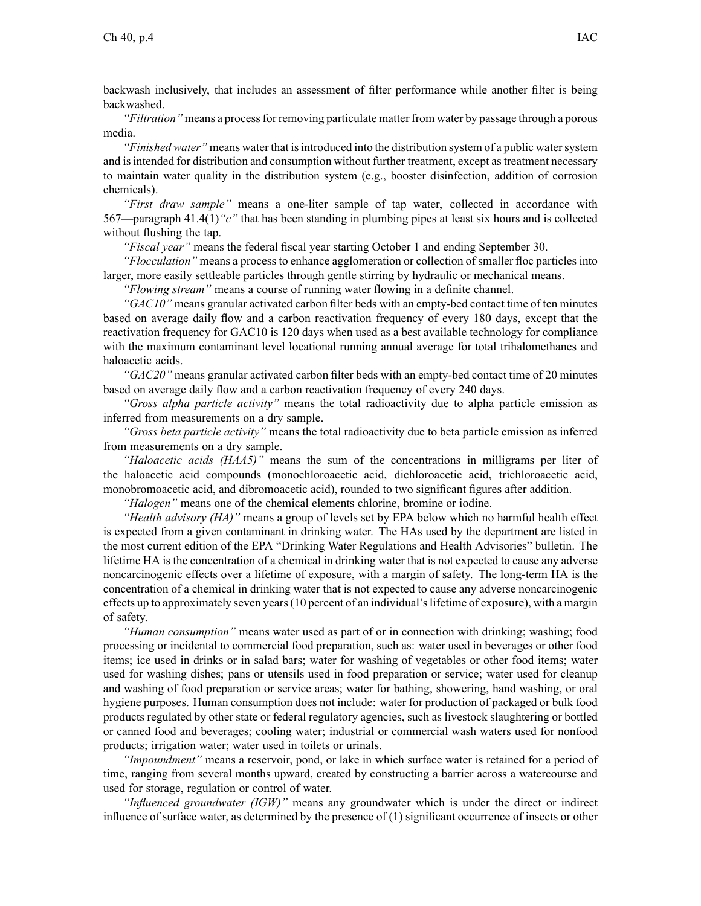backwash inclusively, that includes an assessment of filter performance while another filter is being backwashed.

*"Filtration"* means a process for removing particulate matter from water by passage through a porous media.

*"Finished water"* means water that is introduced into the distribution system of a public water system and is intended for distribution and consumption without further treatment, except as treatment necessary to maintain water quality in the distribution system (e.g., booster disinfection, addition of corrosion chemicals).

*"First draw sample"* means a one-liter sample of tap water, collected in accordance with 567—paragraph 41.4(1)*"c"* that has been standing in plumbing pipes at least six hours and is collected without flushing the tap.

*"Fiscal year"* means the federal fiscal year starting October 1 and ending September 30.

*"Flocculation"* means a process to enhance agglomeration or collection of smaller floc particles into larger, more easily settleable particles through gentle stirring by hydraulic or mechanical means.

*"Flowing stream"* means a course of running water flowing in a definite channel.

*"GAC10"* means granular activated carbon filter beds with an empty-bed contact time of ten minutes based on average daily flow and a carbon reactivation frequency of every 180 days, except that the reactivation frequency for GAC10 is 120 days when used as a best available technology for compliance with the maximum contaminant level locational running annual average for total trihalomethanes and haloacetic acids.

*"GAC20"* means granular activated carbon filter beds with an empty-bed contact time of 20 minutes based on average daily flow and a carbon reactivation frequency of every 240 days.

*"Gross alpha particle activity"* means the total radioactivity due to alpha particle emission as inferred from measurements on a dry sample.

*"Gross beta particle activity"* means the total radioactivity due to beta particle emission as inferred from measurements on a dry sample.

*"Haloacetic acids (HAA5)"* means the sum of the concentrations in milligrams per liter of the haloacetic acid compounds (monochloroacetic acid, dichloroacetic acid, trichloroacetic acid, monobromoacetic acid, and dibromoacetic acid), rounded to two significant figures after addition.

*"Halogen"* means one of the chemical elements chlorine, bromine or iodine.

*"Health advisory (HA)"* means a group of levels set by EPA below which no harmful health effect is expected from a given contaminant in drinking water. The HAs used by the department are listed in the most current edition of the EPA "Drinking Water Regulations and Health Advisories" bulletin. The lifetime HA is the concentration of a chemical in drinking water that is not expected to cause any adverse noncarcinogenic effects over a lifetime of exposure, with a margin of safety. The long-term HA is the concentration of a chemical in drinking water that is not expected to cause any adverse noncarcinogenic effects up to approximately seven years (10 percent of an individual's lifetime of exposure), with a margin of safety.

*"Human consumption"* means water used as part of or in connection with drinking; washing; food processing or incidental to commercial food preparation, such as: water used in beverages or other food items; ice used in drinks or in salad bars; water for washing of vegetables or other food items; water used for washing dishes; pans or utensils used in food preparation or service; water used for cleanup and washing of food preparation or service areas; water for bathing, showering, hand washing, or oral hygiene purposes. Human consumption does not include: water for production of packaged or bulk food products regulated by other state or federal regulatory agencies, such as livestock slaughtering or bottled or canned food and beverages; cooling water; industrial or commercial wash waters used for nonfood products; irrigation water; water used in toilets or urinals.

*"Impoundment"* means a reservoir, pond, or lake in which surface water is retained for a period of time, ranging from several months upward, created by constructing a barrier across a watercourse and used for storage, regulation or control of water.

*"Influenced groundwater (IGW)"* means any groundwater which is under the direct or indirect influence of surface water, as determined by the presence of (1) significant occurrence of insects or other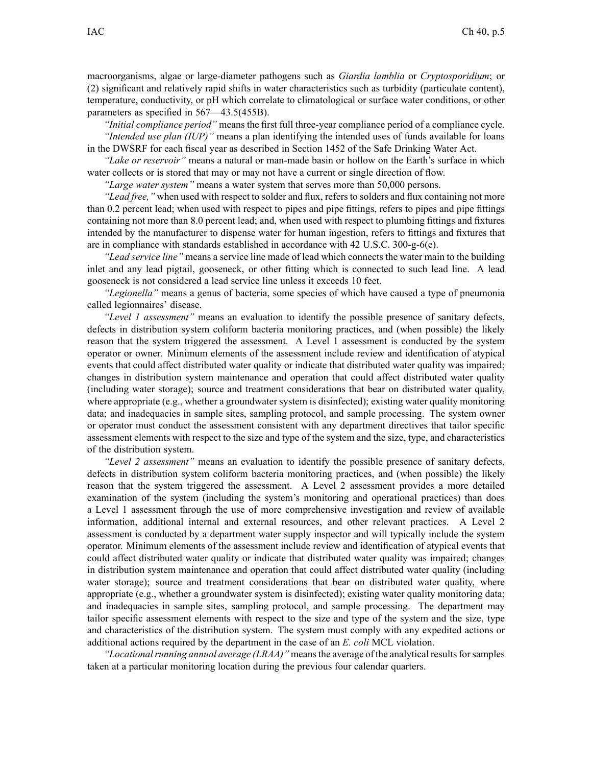macroorganisms, algae or large-diameter pathogens such as *Giardia lamblia* or *Cryptosporidium*; or (2) significant and relatively rapid shifts in water characteristics such as turbidity (particulate content), temperature, conductivity, or pH which correlate to climatological or surface water conditions, or other parameters as specified in 567—43.5(455B).

*"Initial compliance period"* means the first full three-year compliance period of a compliance cycle.

*"Intended use plan (IUP)"* means a plan identifying the intended uses of funds available for loans in the DWSRF for each fiscal year as described in Section 1452 of the Safe Drinking Water Act.

*"Lake or reservoir"* means a natural or man-made basin or hollow on the Earth's surface in which water collects or is stored that may or may not have a current or single direction of flow.

*"Large water system"* means a water system that serves more than 50,000 persons.

*"Lead free,"* when used with respect to solder and flux, refers to solders and flux containing not more than 0.2 percent lead; when used with respect to pipes and pipe fittings, refers to pipes and pipe fittings containing not more than 8.0 percent lead; and, when used with respect to plumbing fittings and fixtures intended by the manufacturer to dispense water for human ingestion, refers to fittings and fixtures that are in compliance with standards established in accordance with 42 U.S.C. 300-g-6(e).

*"Lead service line"* means a service line made of lead which connects the water main to the building inlet and any lead pigtail, gooseneck, or other fitting which is connected to such lead line. A lead gooseneck is not considered a lead service line unless it exceeds 10 feet.

*"Legionella"* means a genus of bacteria, some species of which have caused a type of pneumonia called legionnaires' disease.

*"Level 1 assessment"* means an evaluation to identify the possible presence of sanitary defects, defects in distribution system coliform bacteria monitoring practices, and (when possible) the likely reason that the system triggered the assessment. A Level 1 assessment is conducted by the system operator or owner. Minimum elements of the assessment include review and identification of atypical events that could affect distributed water quality or indicate that distributed water quality was impaired; changes in distribution system maintenance and operation that could affect distributed water quality (including water storage); source and treatment considerations that bear on distributed water quality, where appropriate (e.g., whether a groundwater system is disinfected); existing water quality monitoring data; and inadequacies in sample sites, sampling protocol, and sample processing. The system owner or operator must conduct the assessment consistent with any department directives that tailor specific assessment elements with respect to the size and type of the system and the size, type, and characteristics of the distribution system.

*"Level 2 assessment"* means an evaluation to identify the possible presence of sanitary defects, defects in distribution system coliform bacteria monitoring practices, and (when possible) the likely reason that the system triggered the assessment. A Level 2 assessment provides a more detailed examination of the system (including the system's monitoring and operational practices) than does a Level 1 assessment through the use of more comprehensive investigation and review of available information, additional internal and external resources, and other relevant practices. A Level 2 assessment is conducted by a department water supply inspector and will typically include the system operator. Minimum elements of the assessment include review and identification of atypical events that could affect distributed water quality or indicate that distributed water quality was impaired; changes in distribution system maintenance and operation that could affect distributed water quality (including water storage); source and treatment considerations that bear on distributed water quality, where appropriate (e.g., whether a groundwater system is disinfected); existing water quality monitoring data; and inadequacies in sample sites, sampling protocol, and sample processing. The department may tailor specific assessment elements with respect to the size and type of the system and the size, type and characteristics of the distribution system. The system must comply with any expedited actions or additional actions required by the department in the case of an *E. coli* MCL violation.

*"Locational running annual average (LRAA)"* means the average of the analytical results for samples taken at a particular monitoring location during the previous four calendar quarters.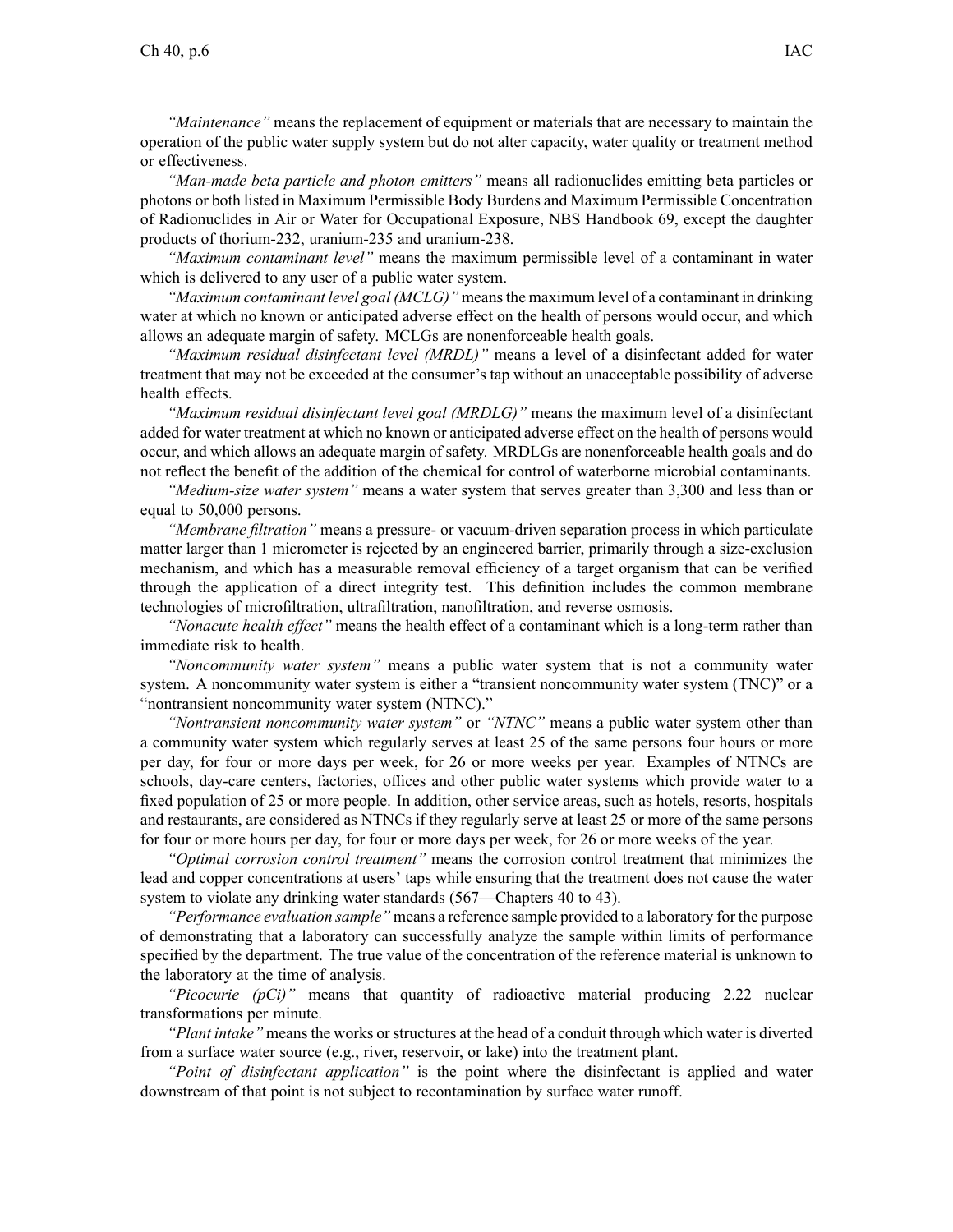*"Maintenance"* means the replacement of equipment or materials that are necessary to maintain the operation of the public water supply system but do not alter capacity, water quality or treatment method or effectiveness.

*"Man-made beta particle and photon emitters"* means all radionuclides emitting beta particles or photons or both listed in Maximum Permissible Body Burdens and Maximum Permissible Concentration of Radionuclides in Air or Water for Occupational Exposure, NBS Handbook 69, except the daughter products of thorium-232, uranium-235 and uranium-238.

*"Maximum contaminant level"* means the maximum permissible level of a contaminant in water which is delivered to any user of a public water system.

*"Maximum contaminant level goal (MCLG)"* means the maximum level of a contaminant in drinking water at which no known or anticipated adverse effect on the health of persons would occur, and which allows an adequate margin of safety. MCLGs are nonenforceable health goals.

*"Maximum residual disinfectant level (MRDL)"* means a level of a disinfectant added for water treatment that may not be exceeded at the consumer's tap without an unacceptable possibility of adverse health effects.

*"Maximum residual disinfectant level goal (MRDLG)"* means the maximum level of a disinfectant added for water treatment at which no known or anticipated adverse effect on the health of persons would occur, and which allows an adequate margin of safety. MRDLGs are nonenforceable health goals and do not reflect the benefit of the addition of the chemical for control of waterborne microbial contaminants.

*"Medium-size water system"* means a water system that serves greater than 3,300 and less than or equal to 50,000 persons.

*"Membrane filtration"* means a pressure- or vacuum-driven separation process in which particulate matter larger than 1 micrometer is rejected by an engineered barrier, primarily through a size-exclusion mechanism, and which has a measurable removal efficiency of a target organism that can be verified through the application of a direct integrity test. This definition includes the common membrane technologies of microfiltration, ultrafiltration, nanofiltration, and reverse osmosis.

*"Nonacute health effect"* means the health effect of a contaminant which is a long-term rather than immediate risk to health.

*"Noncommunity water system"* means a public water system that is not a community water system. A noncommunity water system is either a "transient noncommunity water system (TNC)" or a "nontransient noncommunity water system (NTNC)."

*"Nontransient noncommunity water system"* or *"NTNC"* means a public water system other than a community water system which regularly serves at least 25 of the same persons four hours or more per day, for four or more days per week, for 26 or more weeks per year. Examples of NTNCs are schools, day-care centers, factories, offices and other public water systems which provide water to a fixed population of 25 or more people. In addition, other service areas, such as hotels, resorts, hospitals and restaurants, are considered as NTNCs if they regularly serve at least 25 or more of the same persons for four or more hours per day, for four or more days per week, for 26 or more weeks of the year.

*"Optimal corrosion control treatment"* means the corrosion control treatment that minimizes the lead and copper concentrations at users' taps while ensuring that the treatment does not cause the water system to violate any drinking water standards (567—Chapters 40 to 43).

*"Performance evaluation sample"* means a reference sample provided to a laboratory for the purpose of demonstrating that a laboratory can successfully analyze the sample within limits of performance specified by the department. The true value of the concentration of the reference material is unknown to the laboratory at the time of analysis.

*"Picocurie (pCi)"* means that quantity of radioactive material producing 2.22 nuclear transformations per minute.

*"Plant intake"* means the works or structures at the head of a conduit through which water is diverted from a surface water source (e.g., river, reservoir, or lake) into the treatment plant.

*"Point of disinfectant application"* is the point where the disinfectant is applied and water downstream of that point is not subject to recontamination by surface water runoff.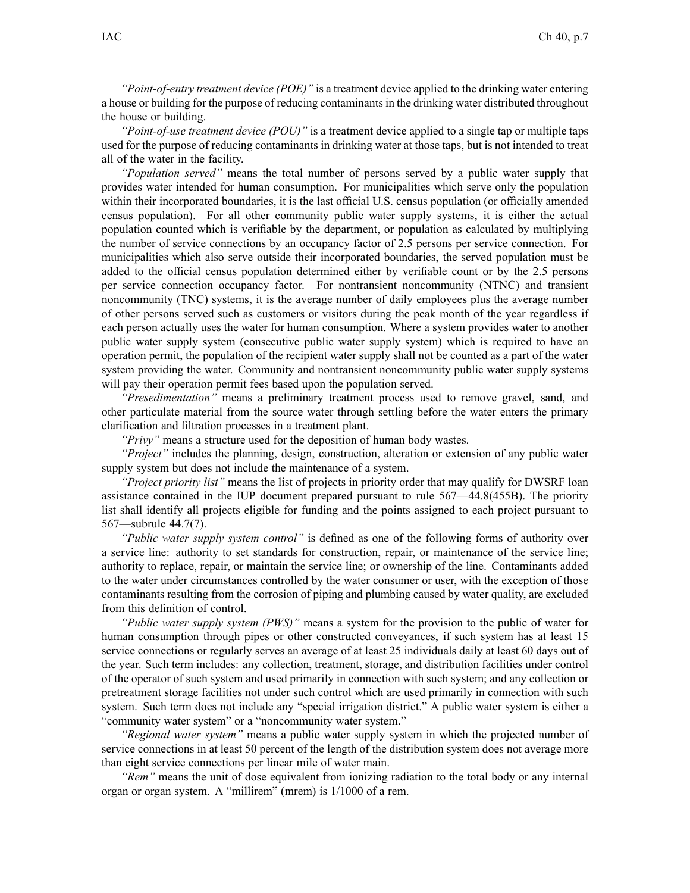*"Point-of-entry treatment device (POE)"* is a treatment device applied to the drinking water entering a house or building for the purpose of reducing contaminants in the drinking water distributed throughout the house or building.

*"Point-of-use treatment device (POU)"* is a treatment device applied to a single tap or multiple taps used for the purpose of reducing contaminants in drinking water at those taps, but is not intended to treat all of the water in the facility.

*"Population served"* means the total number of persons served by a public water supply that provides water intended for human consumption. For municipalities which serve only the population within their incorporated boundaries, it is the last official U.S. census population (or officially amended census population). For all other community public water supply systems, it is either the actual population counted which is verifiable by the department, or population as calculated by multiplying the number of service connections by an occupancy factor of 2.5 persons per service connection. For municipalities which also serve outside their incorporated boundaries, the served population must be added to the official census population determined either by verifiable count or by the 2.5 persons per service connection occupancy factor. For nontransient noncommunity (NTNC) and transient noncommunity (TNC) systems, it is the average number of daily employees plus the average number of other persons served such as customers or visitors during the peak month of the year regardless if each person actually uses the water for human consumption. Where a system provides water to another public water supply system (consecutive public water supply system) which is required to have an operation permit, the population of the recipient water supply shall not be counted as a part of the water system providing the water. Community and nontransient noncommunity public water supply systems will pay their operation permit fees based upon the population served.

*"Presedimentation"* means a preliminary treatment process used to remove gravel, sand, and other particulate material from the source water through settling before the water enters the primary clarification and filtration processes in a treatment plant.

*"Privy"* means a structure used for the deposition of human body wastes.

*"Project"* includes the planning, design, construction, alteration or extension of any public water supply system but does not include the maintenance of a system.

*"Project priority list"* means the list of projects in priority order that may qualify for DWSRF loan assistance contained in the IUP document prepared pursuant to rule 567—44.8(455B). The priority list shall identify all projects eligible for funding and the points assigned to each project pursuant to 567—subrule 44.7(7).

*"Public water supply system control"* is defined as one of the following forms of authority over a service line: authority to set standards for construction, repair, or maintenance of the service line; authority to replace, repair, or maintain the service line; or ownership of the line. Contaminants added to the water under circumstances controlled by the water consumer or user, with the exception of those contaminants resulting from the corrosion of piping and plumbing caused by water quality, are excluded from this definition of control.

*"Public water supply system (PWS)"* means a system for the provision to the public of water for human consumption through pipes or other constructed conveyances, if such system has at least 15 service connections or regularly serves an average of at least 25 individuals daily at least 60 days out of the year. Such term includes: any collection, treatment, storage, and distribution facilities under control of the operator of such system and used primarily in connection with such system; and any collection or pretreatment storage facilities not under such control which are used primarily in connection with such system. Such term does not include any "special irrigation district." A public water system is either a "community water system" or a "noncommunity water system."

*"Regional water system"* means a public water supply system in which the projected number of service connections in at least 50 percent of the length of the distribution system does not average more than eight service connections per linear mile of water main.

*"Rem"* means the unit of dose equivalent from ionizing radiation to the total body or any internal organ or organ system. A "millirem" (mrem) is 1/1000 of a rem.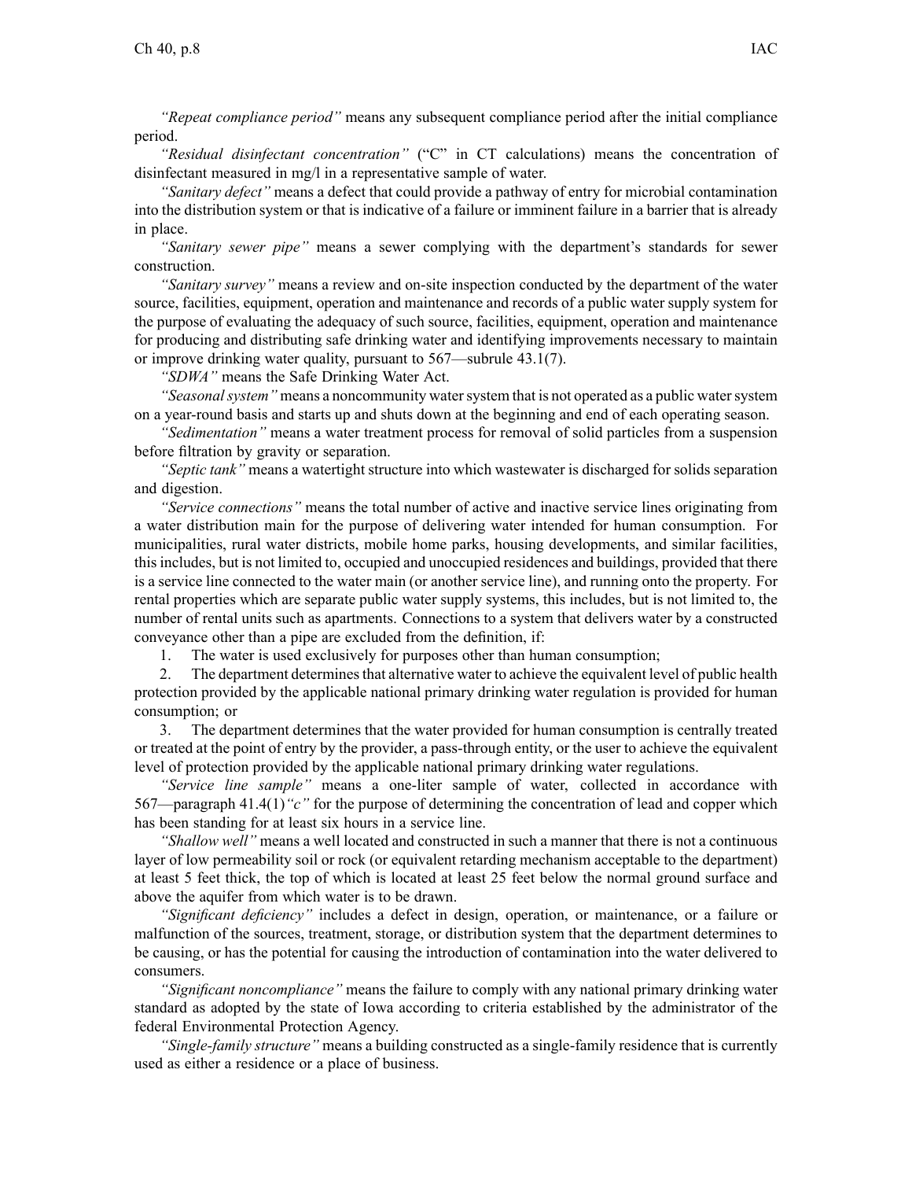*"Repeat compliance period"* means any subsequent compliance period after the initial compliance period.

*"Residual disinfectant concentration"* ("C" in CT calculations) means the concentration of disinfectant measured in mg/l in a representative sample of water.

*"Sanitary defect"* means a defect that could provide a pathway of entry for microbial contamination into the distribution system or that is indicative of a failure or imminent failure in a barrier that is already in place.

*"Sanitary sewer pipe"* means a sewer complying with the department's standards for sewer construction.

*"Sanitary survey"* means a review and on-site inspection conducted by the department of the water source, facilities, equipment, operation and maintenance and records of a public water supply system for the purpose of evaluating the adequacy of such source, facilities, equipment, operation and maintenance for producing and distributing safe drinking water and identifying improvements necessary to maintain or improve drinking water quality, pursuant to 567—subrule 43.1(7).

*"SDWA"* means the Safe Drinking Water Act.

*"Seasonal system"* means a noncommunity water system that is not operated as a public water system on a year-round basis and starts up and shuts down at the beginning and end of each operating season.

*"Sedimentation"* means a water treatment process for removal of solid particles from a suspension before filtration by gravity or separation.

*"Septic tank"* means a watertight structure into which wastewater is discharged for solids separation and digestion.

*"Service connections"* means the total number of active and inactive service lines originating from a water distribution main for the purpose of delivering water intended for human consumption. For municipalities, rural water districts, mobile home parks, housing developments, and similar facilities, this includes, but is not limited to, occupied and unoccupied residences and buildings, provided that there is a service line connected to the water main (or another service line), and running onto the property. For rental properties which are separate public water supply systems, this includes, but is not limited to, the number of rental units such as apartments. Connections to a system that delivers water by a constructed conveyance other than a pipe are excluded from the definition, if:

1. The water is used exclusively for purposes other than human consumption;
2. The department determines that alternative water to achieve the equivalent level of public health protection provided by the applicable national primary drinking water regulation is provided for human consumption; or
3. The department determines that the water provided for human consumption is centrally treated or treated at the point of entry by the provider, a pass-through entity, or the user to achieve the equivalent level of protection provided by the applicable national primary drinking water regulations.

*"Service line sample"* means a one-liter sample of water, collected in accordance with 567—paragraph 41.4(1)*"c"* for the purpose of determining the concentration of lead and copper which has been standing for at least six hours in a service line.

*"Shallow well"* means a well located and constructed in such a manner that there is not a continuous layer of low permeability soil or rock (or equivalent retarding mechanism acceptable to the department) at least 5 feet thick, the top of which is located at least 25 feet below the normal ground surface and above the aquifer from which water is to be drawn.

*"Significant deficiency"* includes a defect in design, operation, or maintenance, or a failure or malfunction of the sources, treatment, storage, or distribution system that the department determines to be causing, or has the potential for causing the introduction of contamination into the water delivered to consumers.

*"Significant noncompliance"* means the failure to comply with any national primary drinking water standard as adopted by the state of Iowa according to criteria established by the administrator of the federal Environmental Protection Agency.

*"Single-family structure"* means a building constructed as a single-family residence that is currently used as either a residence or a place of business.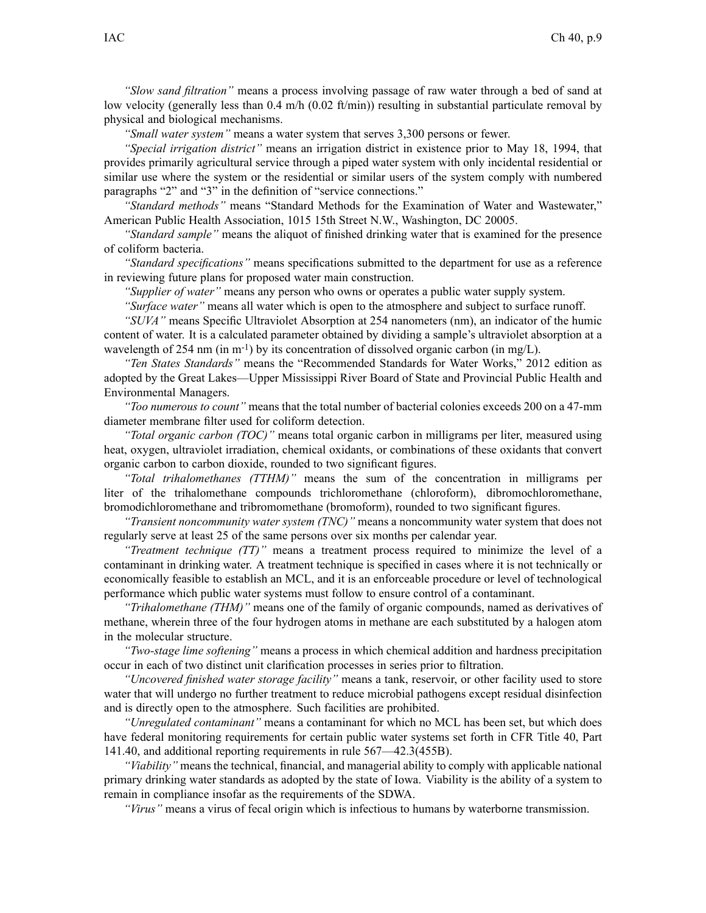*"Slow sand filtration"* means a process involving passage of raw water through a bed of sand at low velocity (generally less than 0.4 m/h (0.02 ft/min)) resulting in substantial particulate removal by physical and biological mechanisms.

*"Small water system"* means a water system that serves 3,300 persons or fewer.

*"Special irrigation district"* means an irrigation district in existence prior to May 18, 1994, that provides primarily agricultural service through a piped water system with only incidental residential or similar use where the system or the residential or similar users of the system comply with numbered paragraphs "2" and "3" in the definition of "service connections."

*"Standard methods"* means "Standard Methods for the Examination of Water and Wastewater," American Public Health Association, 1015 15th Street N.W., Washington, DC 20005.

*"Standard sample"* means the aliquot of finished drinking water that is examined for the presence of coliform bacteria.

*"Standard specifications"* means specifications submitted to the department for use as a reference in reviewing future plans for proposed water main construction.

*"Supplier of water"* means any person who owns or operates a public water supply system.

*"Surface water"* means all water which is open to the atmosphere and subject to surface runoff.

*"SUVA"* means Specific Ultraviolet Absorption at 254 nanometers (nm), an indicator of the humic content of water. It is a calculated parameter obtained by dividing a sample's ultraviolet absorption at a wavelength of 254 nm (in $m^{-1}$) by its concentration of dissolved organic carbon (in mg/L).

*"Ten States Standards"* means the "Recommended Standards for Water Works," 2012 edition as adopted by the Great Lakes—Upper Mississippi River Board of State and Provincial Public Health and Environmental Managers.

*"Too numerous to count"* means that the total number of bacterial colonies exceeds 200 on a 47-mm diameter membrane filter used for coliform detection.

*"Total organic carbon (TOC)"* means total organic carbon in milligrams per liter, measured using heat, oxygen, ultraviolet irradiation, chemical oxidants, or combinations of these oxidants that convert organic carbon to carbon dioxide, rounded to two significant figures.

*"Total trihalomethanes (TTHM)"* means the sum of the concentration in milligrams per liter of the trihalomethane compounds trichloromethane (chloroform), dibromochloromethane, bromodichloromethane and tribromomethane (bromoform), rounded to two significant figures.

*"Transient noncommunity water system (TNC)"* means a noncommunity water system that does not regularly serve at least 25 of the same persons over six months per calendar year.

*"Treatment technique (TT)"* means a treatment process required to minimize the level of a contaminant in drinking water. A treatment technique is specified in cases where it is not technically or economically feasible to establish an MCL, and it is an enforceable procedure or level of technological performance which public water systems must follow to ensure control of a contaminant.

*"Trihalomethane (THM)"* means one of the family of organic compounds, named as derivatives of methane, wherein three of the four hydrogen atoms in methane are each substituted by a halogen atom in the molecular structure.

*"Two-stage lime softening"* means a process in which chemical addition and hardness precipitation occur in each of two distinct unit clarification processes in series prior to filtration.

*"Uncovered finished water storage facility"* means a tank, reservoir, or other facility used to store water that will undergo no further treatment to reduce microbial pathogens except residual disinfection and is directly open to the atmosphere. Such facilities are prohibited.

*"Unregulated contaminant"* means a contaminant for which no MCL has been set, but which does have federal monitoring requirements for certain public water systems set forth in CFR Title 40, Part 141.40, and additional reporting requirements in rule 567—42.3(455B).

*"Viability"* means the technical, financial, and managerial ability to comply with applicable national primary drinking water standards as adopted by the state of Iowa. Viability is the ability of a system to remain in compliance insofar as the requirements of the SDWA.

*"Virus"* means a virus of fecal origin which is infectious to humans by waterborne transmission.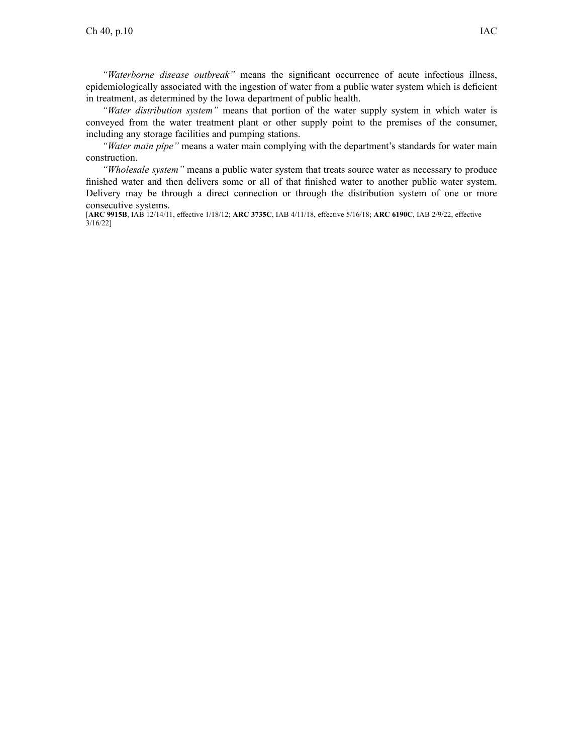*"Waterborne disease outbreak"* means the significant occurrence of acute infectious illness, epidemiologically associated with the ingestion of water from a public water system which is deficient in treatment, as determined by the Iowa department of public health.

*"Water distribution system"* means that portion of the water supply system in which water is conveyed from the water treatment plant or other supply point to the premises of the consumer, including any storage facilities and pumping stations.

*"Water main pipe"* means a water main complying with the department's standards for water main construction.

*"Wholesale system"* means a public water system that treats source water as necessary to produce finished water and then delivers some or all of that finished water to another public water system. Delivery may be through a direct connection or through the distribution system of one or more consecutive systems.

[**ARC 9915B**, IAB 12/14/11, effective 1/18/12; **ARC 3735C**, IAB 4/11/18, effective 5/16/18; **ARC 6190C**, IAB 2/9/22, effective 3/16/22]